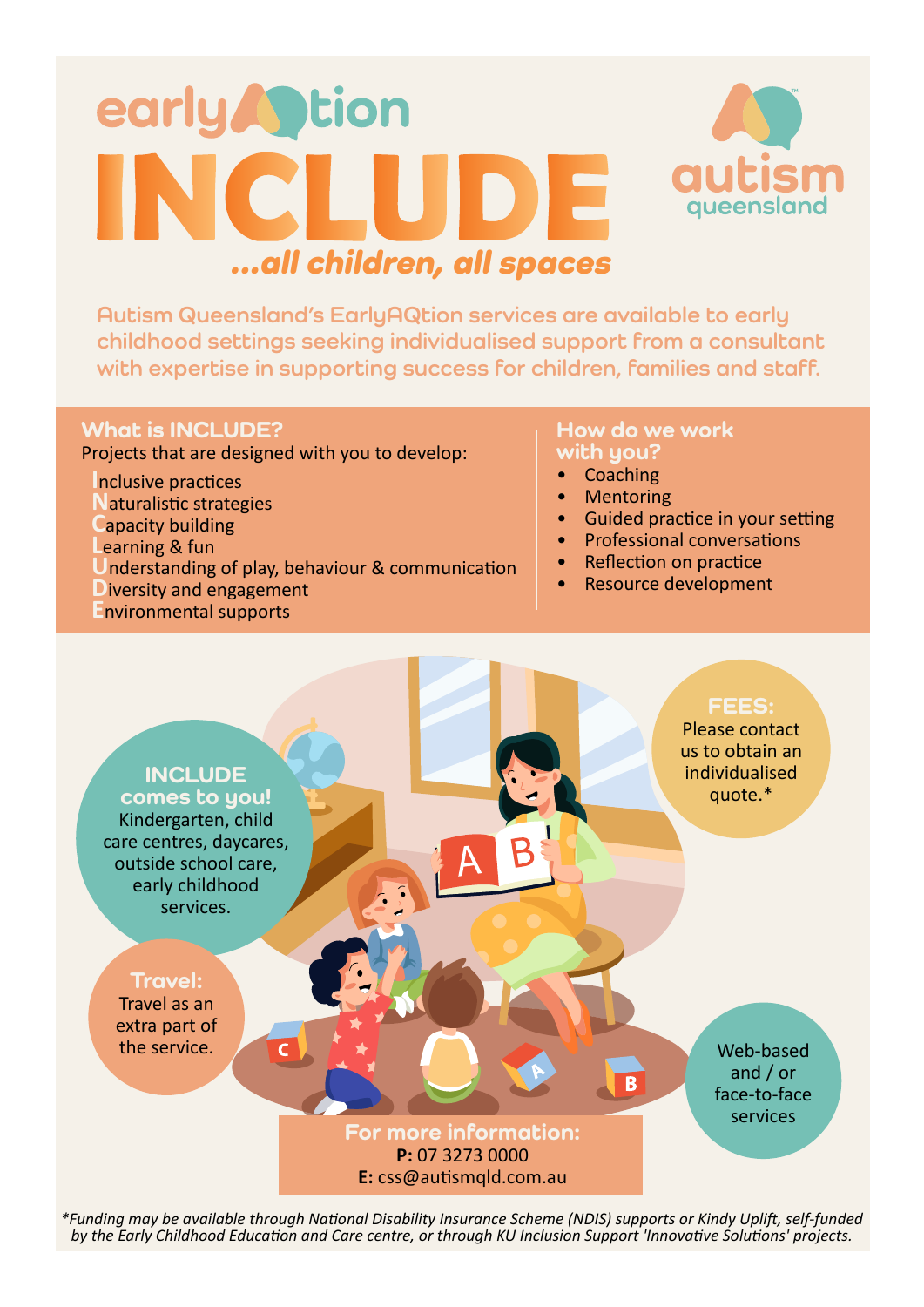# earlyAQtion

# INCLUDE

***...all children, all spaces***

autism queensland

Autism Queensland's EarlyAQtion services are available to early childhood settings seeking individualised support from a consultant with expertise in supporting success for children, families and staff.

## What is INCLUDE?

Projects that are designed with you to develop:

**I**nclusive practices
**N**aturalistic strategies
**C**apacity building
**L**earning & fun
**U**nderstanding of play, behaviour & communication
**D**iversity and engagement
**E**nvironmental supports

## How do we work with you?

- Coaching
- Mentoring
- Guided practice in your setting
- Professional conversations
- Reflection on practice
- Resource development

## INCLUDE comes to you!

Kindergarten, child care centres, daycares, outside school care, early childhood services.

## FEES:

Please contact us to obtain an individualised quote.*

## Travel:

Travel as an extra part of the service.

Web-based and / or face-to-face services

## For more information:

**P:** 07 3273 0000
**E:** css@autismqld.com.au

*\*Funding may be available through National Disability Insurance Scheme (NDIS) supports or Kindy Uplift, self-funded by the Early Childhood Education and Care centre, or through KU Inclusion Support 'Innovative Solutions' projects.*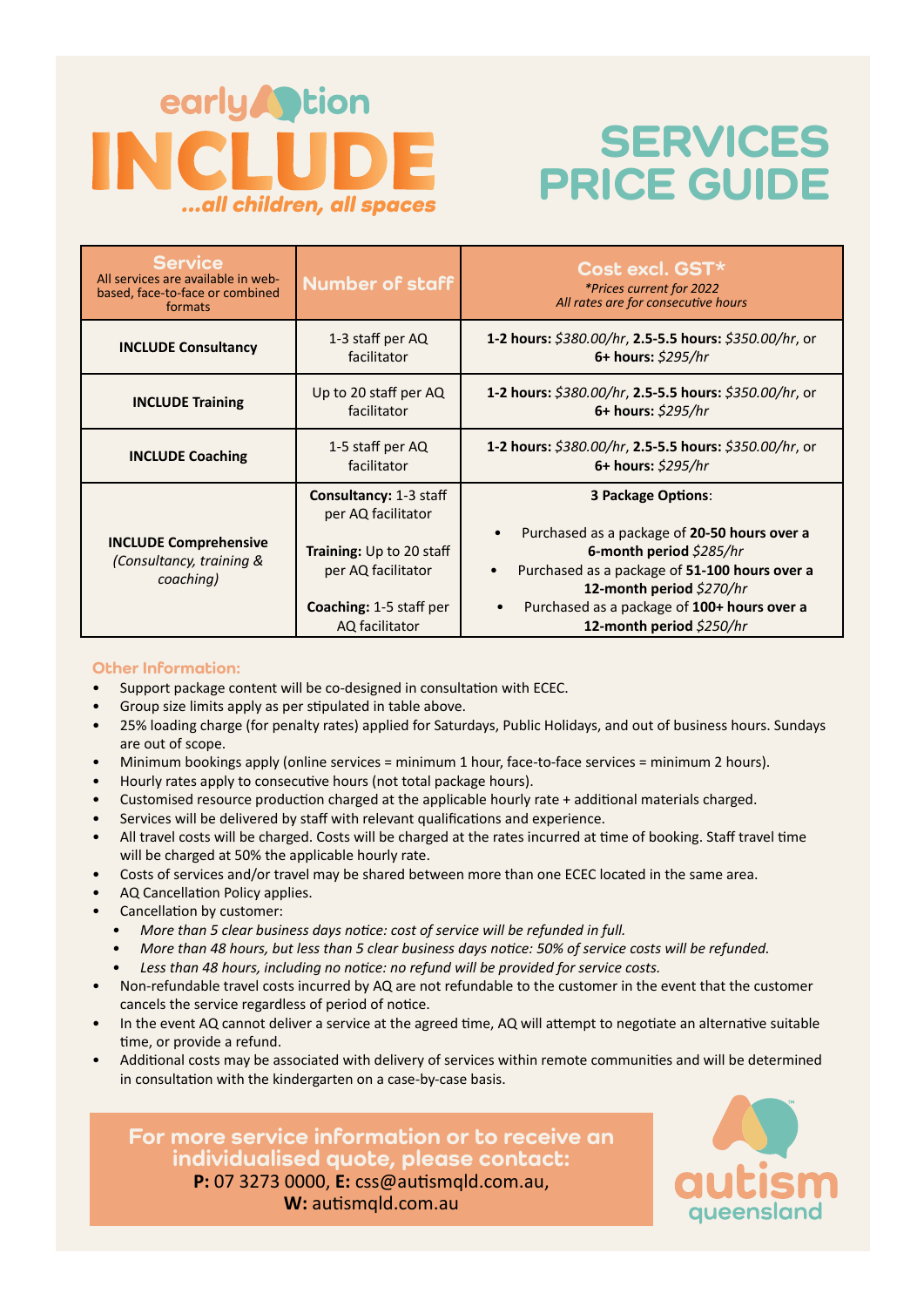# early Action INCLUDE

*...all children, all spaces*

# SERVICES PRICE GUIDE

| **Service**<br>All services are available in web-based, face-to-face or combined formats | **Number of staff** | **Cost excl. GST***<br>*\*Prices current for 2022*<br>*All rates are for consecutive hours* |
|---|---|---|
| **INCLUDE Consultancy** | 1-3 staff per AQ facilitator | **1-2 hours:** *$380.00/hr*, **2.5-5.5 hours:** *$350.00/hr*, or **6+ hours:** *$295/hr* |
| **INCLUDE Training** | Up to 20 staff per AQ facilitator | **1-2 hours:** *$380.00/hr*, **2.5-5.5 hours:** *$350.00/hr*, or **6+ hours:** *$295/hr* |
| **INCLUDE Coaching** | 1-5 staff per AQ facilitator | **1-2 hours:** *$380.00/hr*, **2.5-5.5 hours:** *$350.00/hr*, or **6+ hours:** *$295/hr* |
| **INCLUDE Comprehensive**<br>*(Consultancy, training & coaching)* | **Consultancy:** 1-3 staff per AQ facilitator<br><br>**Training:** Up to 20 staff per AQ facilitator<br><br>**Coaching:** 1-5 staff per AQ facilitator | **3 Package Options**:<br>• Purchased as a package of **20-50 hours over a 6-month period** *$285/hr*<br>• Purchased as a package of **51-100 hours over a 12-month period** *$270/hr*<br>• Purchased as a package of **100+ hours over a 12-month period** *$250/hr* |

## Other Information:

- Support package content will be co-designed in consultation with ECEC.
- Group size limits apply as per stipulated in table above.
- 25% loading charge (for penalty rates) applied for Saturdays, Public Holidays, and out of business hours. Sundays are out of scope.
- Minimum bookings apply (online services = minimum 1 hour, face-to-face services = minimum 2 hours).
- Hourly rates apply to consecutive hours (not total package hours).
- Customised resource production charged at the applicable hourly rate + additional materials charged.
- Services will be delivered by staff with relevant qualifications and experience.
- All travel costs will be charged. Costs will be charged at the rates incurred at time of booking. Staff travel time will be charged at 50% the applicable hourly rate.
- Costs of services and/or travel may be shared between more than one ECEC located in the same area.
- AQ Cancellation Policy applies.
- Cancellation by customer:
  - *More than 5 clear business days notice: cost of service will be refunded in full.*
  - *More than 48 hours, but less than 5 clear business days notice: 50% of service costs will be refunded.*
  - *Less than 48 hours, including no notice: no refund will be provided for service costs.*
- Non-refundable travel costs incurred by AQ are not refundable to the customer in the event that the customer cancels the service regardless of period of notice.
- In the event AQ cannot deliver a service at the agreed time, AQ will attempt to negotiate an alternative suitable time, or provide a refund.
- Additional costs may be associated with delivery of services within remote communities and will be determined in consultation with the kindergarten on a case-by-case basis.

**For more service information or to receive an individualised quote, please contact:**
**P:** 07 3273 0000, **E:** css@autismqld.com.au,
**W:** autismqld.com.au

autism queensland